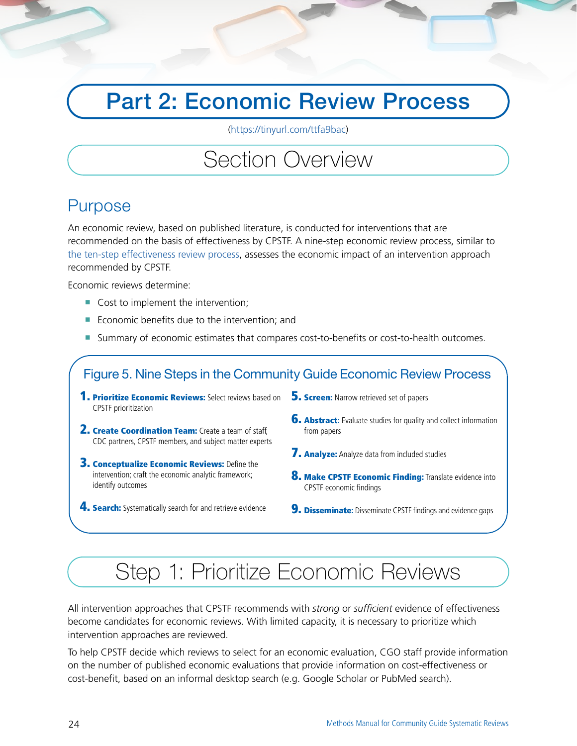# Part 2: Economic Review Process

(https://tinyurl.com/ttfa9bac)

## Section Overview

### Purpose

An economic review, based on published literature, is conducted for interventions that are recommended on the basis of effectiveness by CPSTF. A nine-step economic review process, similar to the ten-step effectiveness review process, assesses the economic impact of an intervention approach recommended by CPSTF.

Economic reviews determine:

- Cost to implement the intervention;
- Economic benefits due to the intervention; and
- Summary of economic estimates that compares cost-to-benefits or cost-to-health outcomes.

**Figure 5. Nine Steps in the Community Guide Economic Review Process**

1. **Prioritize Economic Reviews:** Select reviews based on CPSTF prioritization
2. **Create Coordination Team:** Create a team of staff, CDC partners, CPSTF members, and subject matter experts
3. **Conceptualize Economic Reviews:** Define the intervention; craft the economic analytic framework; identify outcomes
4. **Search:** Systematically search for and retrieve evidence
5. **Screen:** Narrow retrieved set of papers
6. **Abstract:** Evaluate studies for quality and collect information from papers
7. **Analyze:** Analyze data from included studies
8. **Make CPSTF Economic Finding:** Translate evidence into CPSTF economic findings
9. **Disseminate:** Disseminate CPSTF findings and evidence gaps

## Step 1: Prioritize Economic Reviews

All intervention approaches that CPSTF recommends with *strong* or *sufficient* evidence of effectiveness become candidates for economic reviews. With limited capacity, it is necessary to prioritize which intervention approaches are reviewed.

To help CPSTF decide which reviews to select for an economic evaluation, CGO staff provide information on the number of published economic evaluations that provide information on cost-effectiveness or cost-benefit, based on an informal desktop search (e.g. Google Scholar or PubMed search).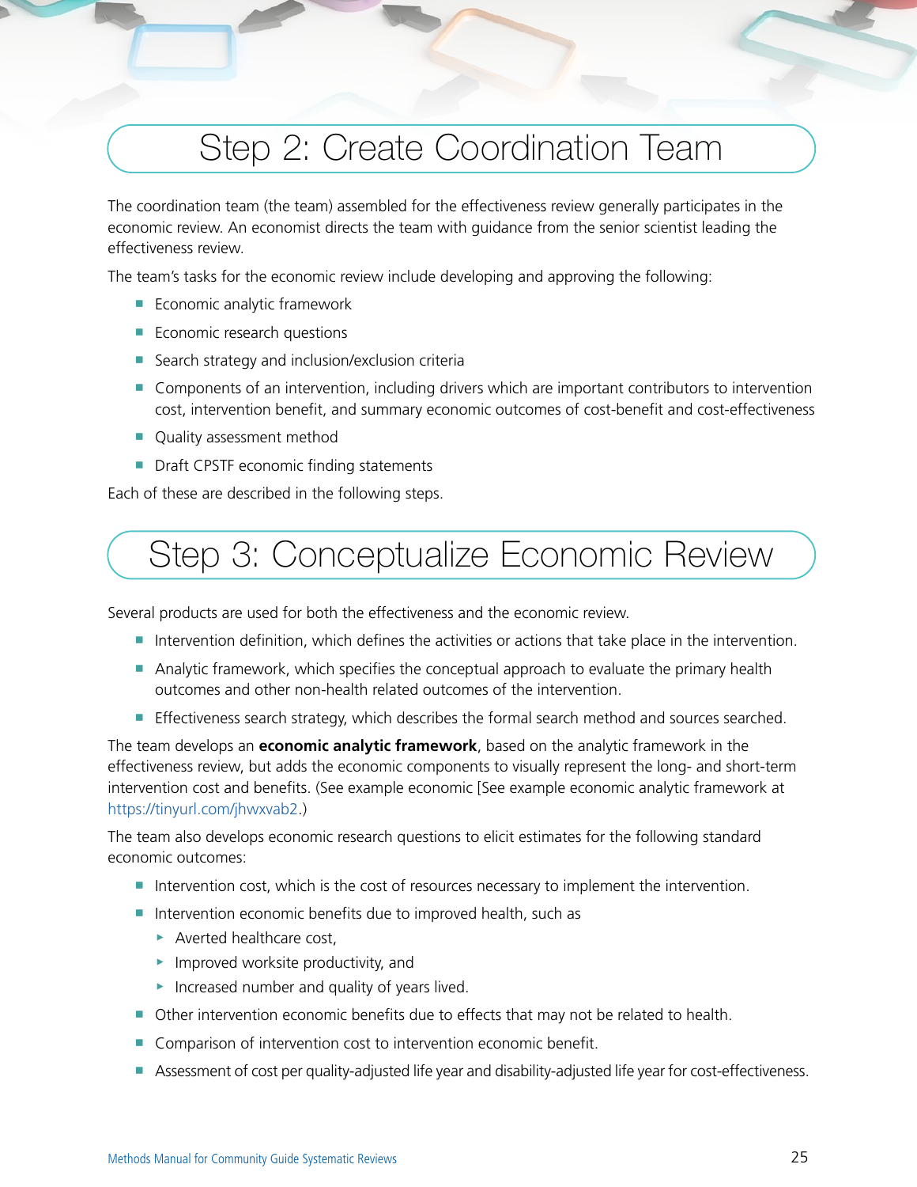## Step 2: Create Coordination Team

The coordination team (the team) assembled for the effectiveness review generally participates in the economic review. An economist directs the team with guidance from the senior scientist leading the effectiveness review.

The team's tasks for the economic review include developing and approving the following:

- Economic analytic framework
- Economic research questions
- Search strategy and inclusion/exclusion criteria
- Components of an intervention, including drivers which are important contributors to intervention cost, intervention benefit, and summary economic outcomes of cost-benefit and cost-effectiveness
- Quality assessment method
- Draft CPSTF economic finding statements

Each of these are described in the following steps.

## Step 3: Conceptualize Economic Review

Several products are used for both the effectiveness and the economic review.

- Intervention definition, which defines the activities or actions that take place in the intervention.
- Analytic framework, which specifies the conceptual approach to evaluate the primary health outcomes and other non-health related outcomes of the intervention.
- Effectiveness search strategy, which describes the formal search method and sources searched.

The team develops an **economic analytic framework**, based on the analytic framework in the effectiveness review, but adds the economic components to visually represent the long- and short-term intervention cost and benefits. (See example economic [See example economic analytic framework at https://tinyurl.com/jhwxvab2.)

The team also develops economic research questions to elicit estimates for the following standard economic outcomes:

- Intervention cost, which is the cost of resources necessary to implement the intervention.
- Intervention economic benefits due to improved health, such as
  - Averted healthcare cost,
  - Improved worksite productivity, and
  - Increased number and quality of years lived.
- Other intervention economic benefits due to effects that may not be related to health.
- Comparison of intervention cost to intervention economic benefit.
- Assessment of cost per quality-adjusted life year and disability-adjusted life year for cost-effectiveness.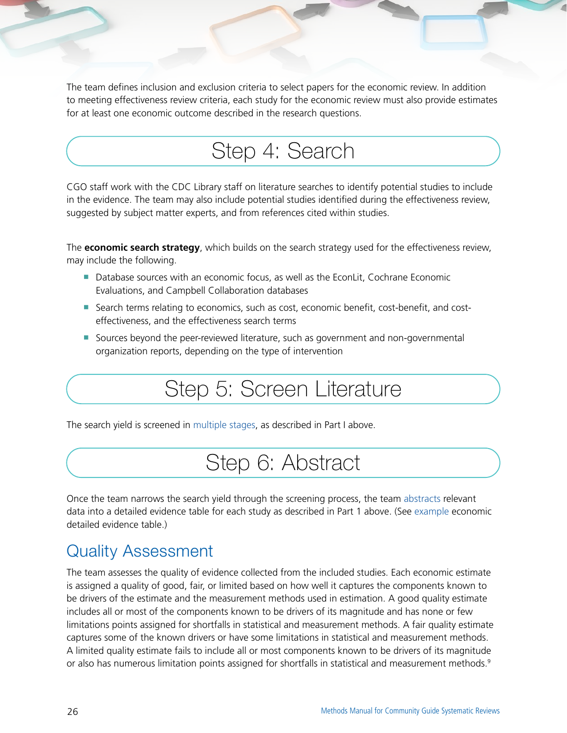The team defines inclusion and exclusion criteria to select papers for the economic review. In addition to meeting effectiveness review criteria, each study for the economic review must also provide estimates for at least one economic outcome described in the research questions.

## Step 4: Search

CGO staff work with the CDC Library staff on literature searches to identify potential studies to include in the evidence. The team may also include potential studies identified during the effectiveness review, suggested by subject matter experts, and from references cited within studies.

The **economic search strategy**, which builds on the search strategy used for the effectiveness review, may include the following.

- Database sources with an economic focus, as well as the EconLit, Cochrane Economic Evaluations, and Campbell Collaboration databases
- Search terms relating to economics, such as cost, economic benefit, cost-benefit, and cost-effectiveness, and the effectiveness search terms
- Sources beyond the peer-reviewed literature, such as government and non-governmental organization reports, depending on the type of intervention

## Step 5: Screen Literature

The search yield is screened in multiple stages, as described in Part I above.

## Step 6: Abstract

Once the team narrows the search yield through the screening process, the team abstracts relevant data into a detailed evidence table for each study as described in Part 1 above. (See example economic detailed evidence table.)

### Quality Assessment

The team assesses the quality of evidence collected from the included studies. Each economic estimate is assigned a quality of good, fair, or limited based on how well it captures the components known to be drivers of the estimate and the measurement methods used in estimation. A good quality estimate includes all or most of the components known to be drivers of its magnitude and has none or few limitations points assigned for shortfalls in statistical and measurement methods. A fair quality estimate captures some of the known drivers or have some limitations in statistical and measurement methods. A limited quality estimate fails to include all or most components known to be drivers of its magnitude or also has numerous limitation points assigned for shortfalls in statistical and measurement methods.[9]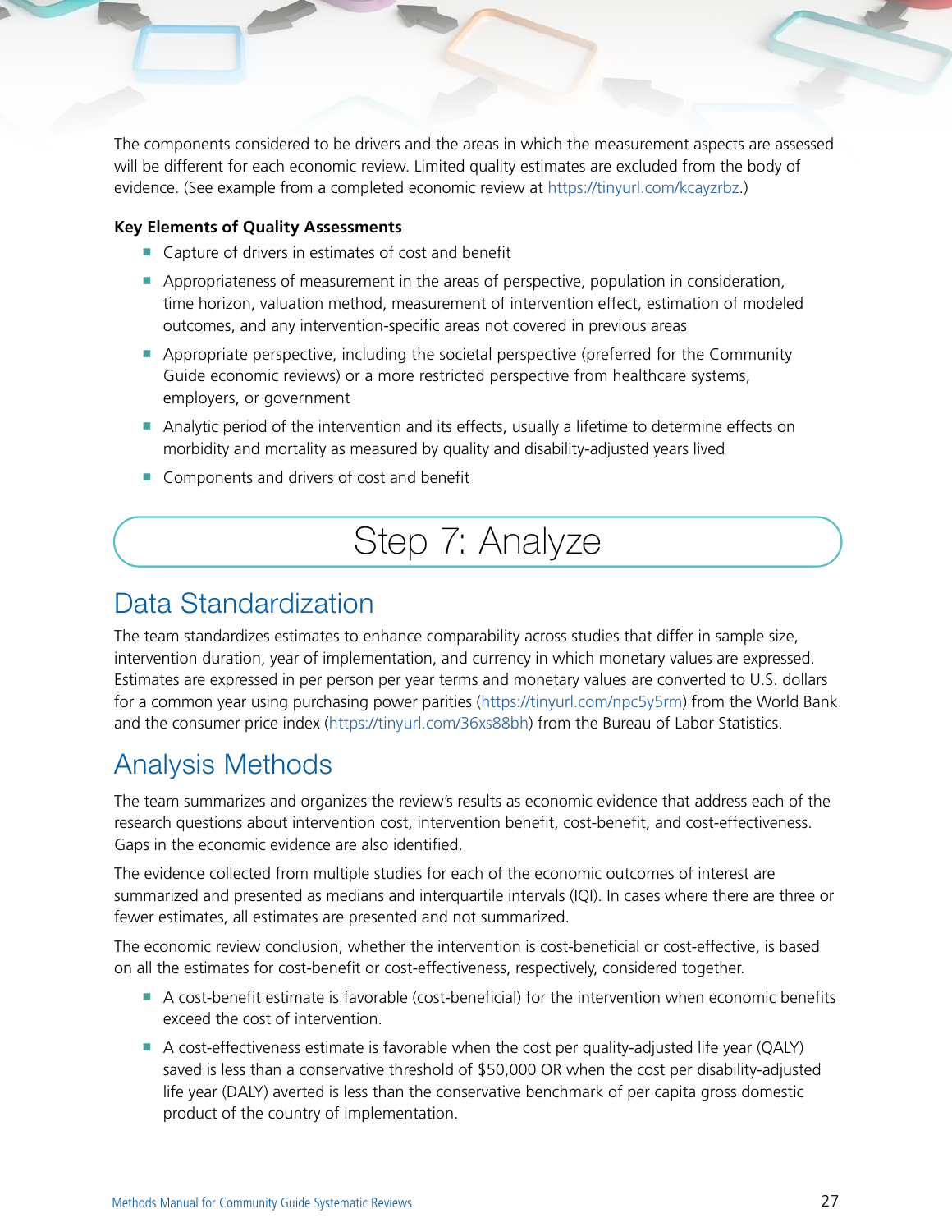The components considered to be drivers and the areas in which the measurement aspects are assessed will be different for each economic review. Limited quality estimates are excluded from the body of evidence. (See example from a completed economic review at https://tinyurl.com/kcayzrbz.)

**Key Elements of Quality Assessments**

- Capture of drivers in estimates of cost and benefit
- Appropriateness of measurement in the areas of perspective, population in consideration, time horizon, valuation method, measurement of intervention effect, estimation of modeled outcomes, and any intervention-specific areas not covered in previous areas
- Appropriate perspective, including the societal perspective (preferred for the Community Guide economic reviews) or a more restricted perspective from healthcare systems, employers, or government
- Analytic period of the intervention and its effects, usually a lifetime to determine effects on morbidity and mortality as measured by quality and disability-adjusted years lived
- Components and drivers of cost and benefit

# Step 7: Analyze

## Data Standardization

The team standardizes estimates to enhance comparability across studies that differ in sample size, intervention duration, year of implementation, and currency in which monetary values are expressed. Estimates are expressed in per person per year terms and monetary values are converted to U.S. dollars for a common year using purchasing power parities (https://tinyurl.com/npc5y5rm) from the World Bank and the consumer price index (https://tinyurl.com/36xs88bh) from the Bureau of Labor Statistics.

## Analysis Methods

The team summarizes and organizes the review's results as economic evidence that address each of the research questions about intervention cost, intervention benefit, cost-benefit, and cost-effectiveness. Gaps in the economic evidence are also identified.

The evidence collected from multiple studies for each of the economic outcomes of interest are summarized and presented as medians and interquartile intervals (IQI). In cases where there are three or fewer estimates, all estimates are presented and not summarized.

The economic review conclusion, whether the intervention is cost-beneficial or cost-effective, is based on all the estimates for cost-benefit or cost-effectiveness, respectively, considered together.

- A cost-benefit estimate is favorable (cost-beneficial) for the intervention when economic benefits exceed the cost of intervention.
- A cost-effectiveness estimate is favorable when the cost per quality-adjusted life year (QALY) saved is less than a conservative threshold of $50,000 OR when the cost per disability-adjusted life year (DALY) averted is less than the conservative benchmark of per capita gross domestic product of the country of implementation.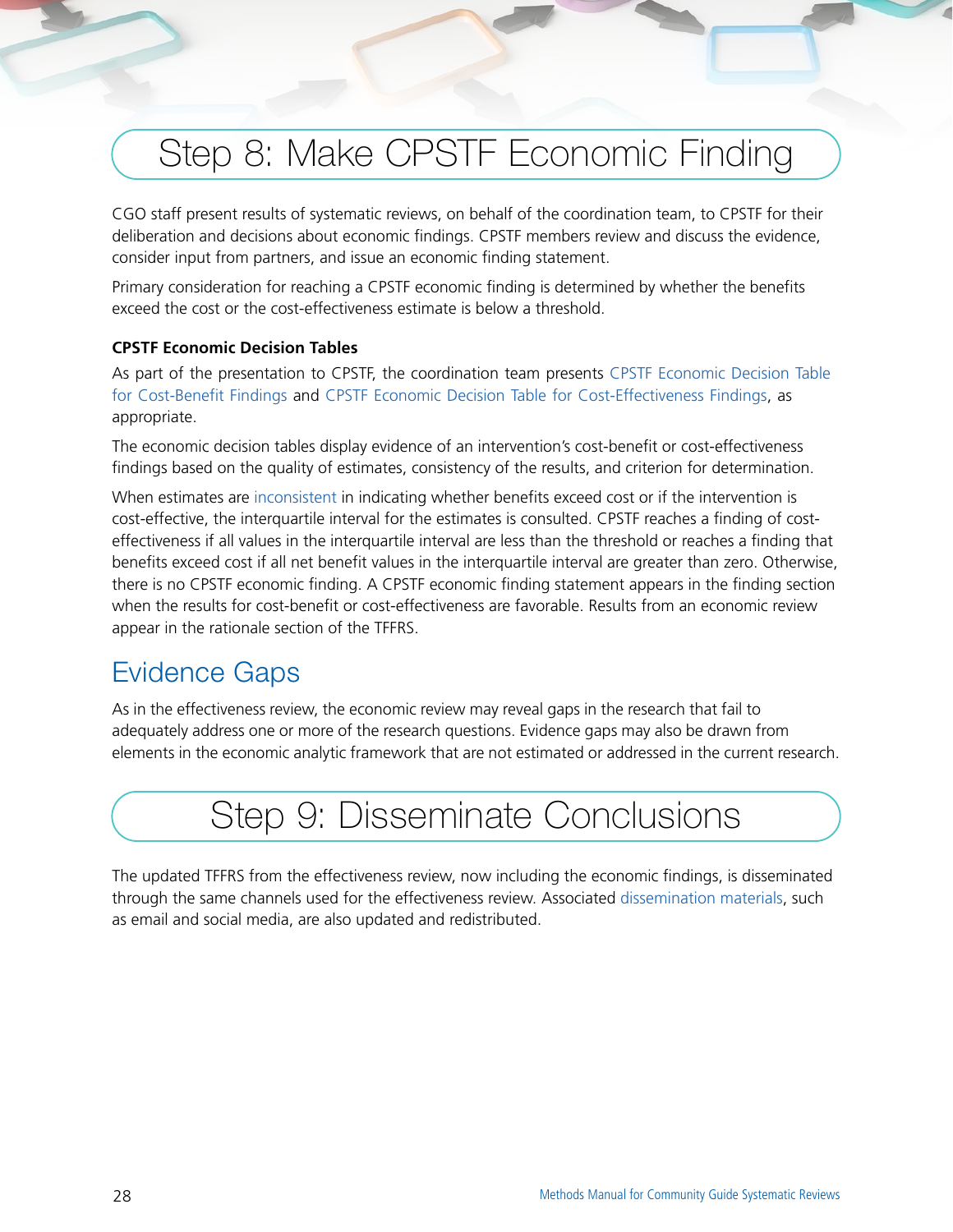# Step 8: Make CPSTF Economic Finding

CGO staff present results of systematic reviews, on behalf of the coordination team, to CPSTF for their deliberation and decisions about economic findings. CPSTF members review and discuss the evidence, consider input from partners, and issue an economic finding statement.

Primary consideration for reaching a CPSTF economic finding is determined by whether the benefits exceed the cost or the cost-effectiveness estimate is below a threshold.

**CPSTF Economic Decision Tables**

As part of the presentation to CPSTF, the coordination team presents CPSTF Economic Decision Table for Cost-Benefit Findings and CPSTF Economic Decision Table for Cost-Effectiveness Findings, as appropriate.

The economic decision tables display evidence of an intervention's cost-benefit or cost-effectiveness findings based on the quality of estimates, consistency of the results, and criterion for determination.

When estimates are inconsistent in indicating whether benefits exceed cost or if the intervention is cost-effective, the interquartile interval for the estimates is consulted. CPSTF reaches a finding of cost-effectiveness if all values in the interquartile interval are less than the threshold or reaches a finding that benefits exceed cost if all net benefit values in the interquartile interval are greater than zero. Otherwise, there is no CPSTF economic finding. A CPSTF economic finding statement appears in the finding section when the results for cost-benefit or cost-effectiveness are favorable. Results from an economic review appear in the rationale section of the TFFRS.

## Evidence Gaps

As in the effectiveness review, the economic review may reveal gaps in the research that fail to adequately address one or more of the research questions. Evidence gaps may also be drawn from elements in the economic analytic framework that are not estimated or addressed in the current research.

# Step 9: Disseminate Conclusions

The updated TFFRS from the effectiveness review, now including the economic findings, is disseminated through the same channels used for the effectiveness review. Associated dissemination materials, such as email and social media, are also updated and redistributed.